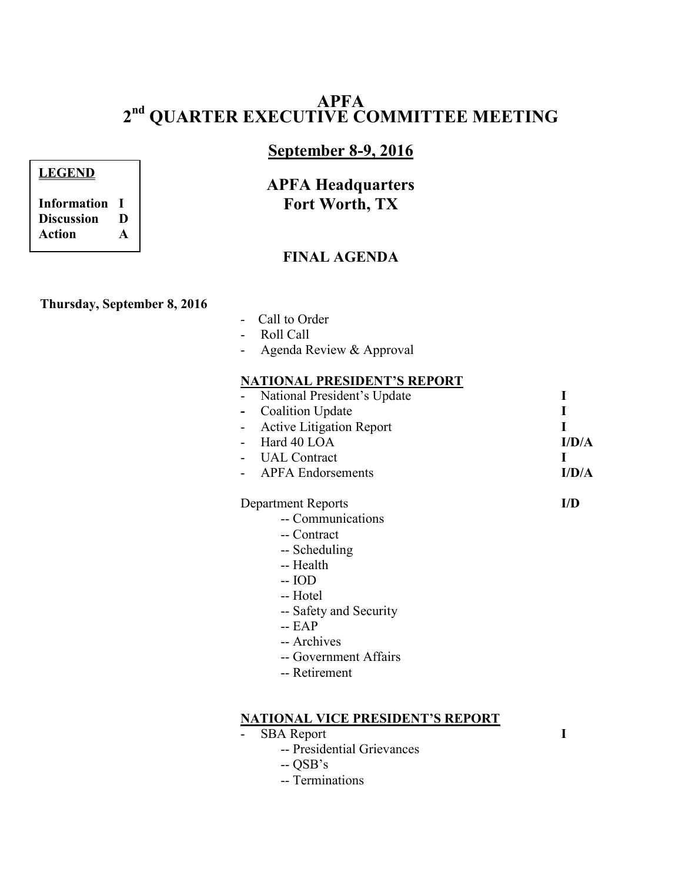# APFA
# 2nd QUARTER EXECUTIVE COMMITTEE MEETING

## September 8-9, 2016

| LEGEND | |
|---|---|
| Information | I |
| Discussion | D |
| Action | A |

## APFA Headquarters
## Fort Worth, TX

### FINAL AGENDA

**Thursday, September 8, 2016**

- Call to Order
- Roll Call
- Agenda Review & Approval

**NATIONAL PRESIDENT'S REPORT**

| | |
|---|---|
| - National President's Update | I |
| - Coalition Update | I |
| - Active Litigation Report | I |
| - Hard 40 LOA | I/D/A |
| - UAL Contract | I |
| - APFA Endorsements | I/D/A |

| | |
|---|---|
| Department Reports | I/D |

-- Communications
-- Contract
-- Scheduling
-- Health
-- IOD
-- Hotel
-- Safety and Security
-- EAP
-- Archives
-- Government Affairs
-- Retirement

**NATIONAL VICE PRESIDENT'S REPORT**

| | |
|---|---|
| - SBA Report | I |

-- Presidential Grievances
-- QSB's
-- Terminations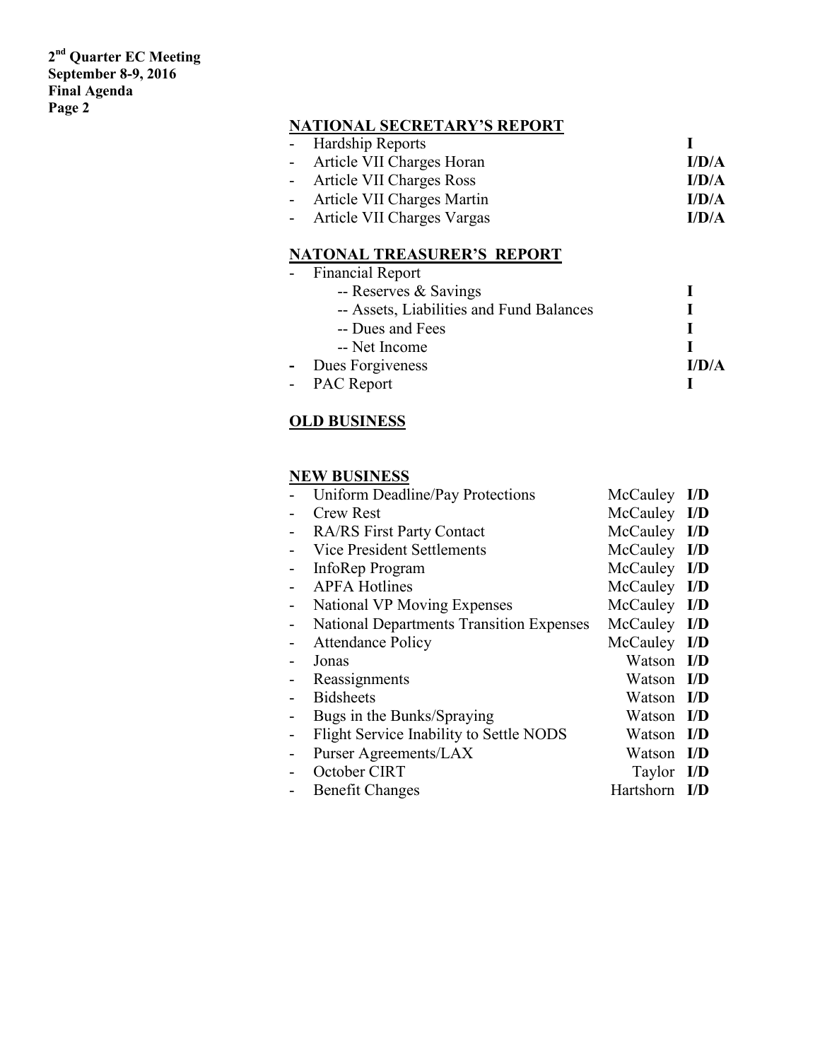**2nd Quarter EC Meeting**
**September 8-9, 2016**
**Final Agenda**
**Page 2**

## NATIONAL SECRETARY'S REPORT

| | |
|---|---|
| - Hardship Reports | **I** |
| - Article VII Charges Horan | **I/D/A** |
| - Article VII Charges Ross | **I/D/A** |
| - Article VII Charges Martin | **I/D/A** |
| - Article VII Charges Vargas | **I/D/A** |

## NATONAL TREASURER'S REPORT

| | |
|---|---|
| - Financial Report | |
| -- Reserves & Savings | **I** |
| -- Assets, Liabilities and Fund Balances | **I** |
| -- Dues and Fees | **I** |
| -- Net Income | **I** |
| - Dues Forgiveness | **I/D/A** |
| - PAC Report | **I** |

## OLD BUSINESS

## NEW BUSINESS

| | | |
|---|---|---|
| - Uniform Deadline/Pay Protections | McCauley | **I/D** |
| - Crew Rest | McCauley | **I/D** |
| - RA/RS First Party Contact | McCauley | **I/D** |
| - Vice President Settlements | McCauley | **I/D** |
| - InfoRep Program | McCauley | **I/D** |
| - APFA Hotlines | McCauley | **I/D** |
| - National VP Moving Expenses | McCauley | **I/D** |
| - National Departments Transition Expenses | McCauley | **I/D** |
| - Attendance Policy | McCauley | **I/D** |
| - Jonas | Watson | **I/D** |
| - Reassignments | Watson | **I/D** |
| - Bidsheets | Watson | **I/D** |
| - Bugs in the Bunks/Spraying | Watson | **I/D** |
| - Flight Service Inability to Settle NODS | Watson | **I/D** |
| - Purser Agreements/LAX | Watson | **I/D** |
| - October CIRT | Taylor | **I/D** |
| - Benefit Changes | Hartshorn | **I/D** |